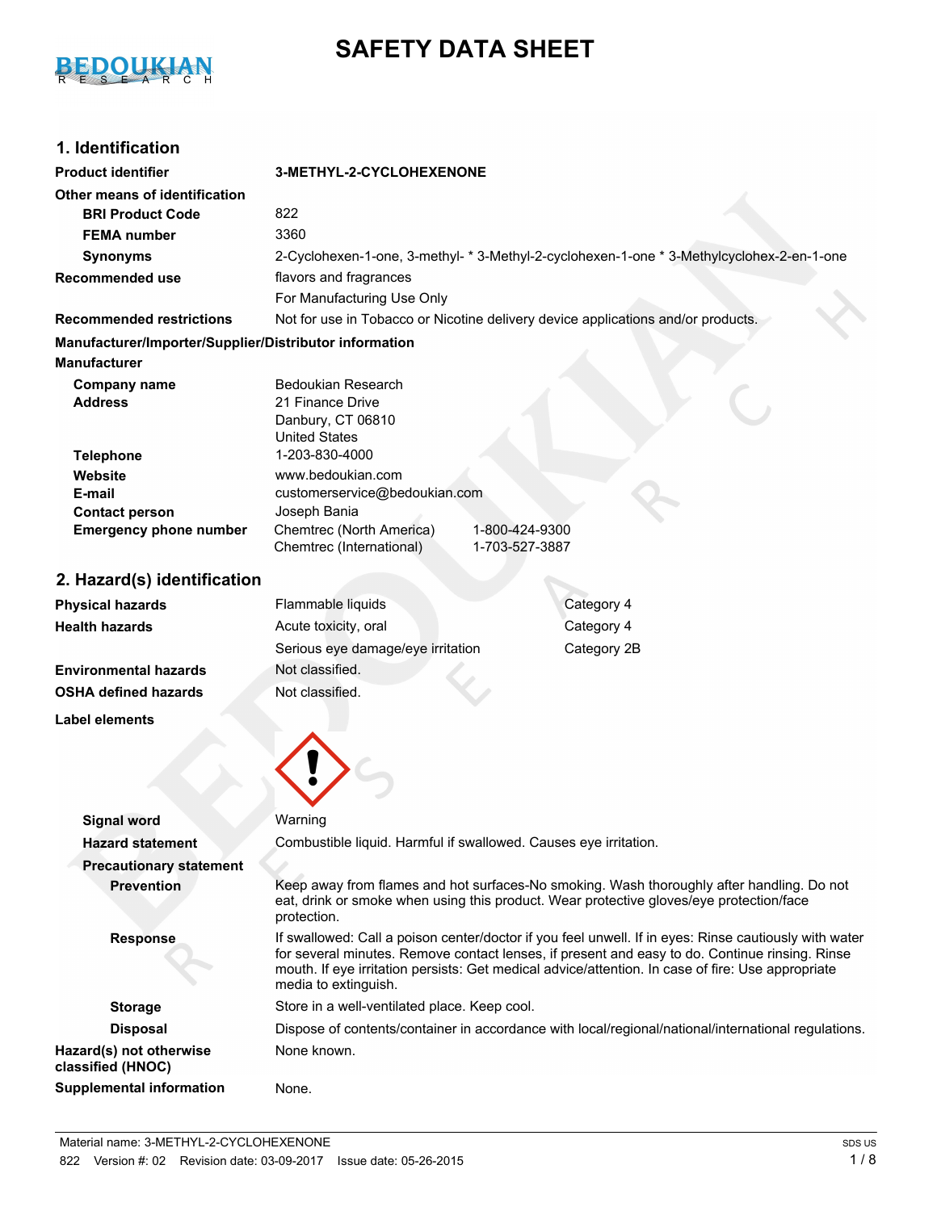# SAFETY DATA SHEET

## 1. Identification

| | |
|---|---|
| **Product identifier** | **3-METHYL-2-CYCLOHEXENONE** |
| **Other means of identification** | |
| **BRI Product Code** | 822 |
| **FEMA number** | 3360 |
| **Synonyms** | 2-Cyclohexen-1-one, 3-methyl- * 3-Methyl-2-cyclohexen-1-one * 3-Methylcyclohex-2-en-1-one |
| **Recommended use** | flavors and fragrances<br>For Manufacturing Use Only |
| **Recommended restrictions** | Not for use in Tobacco or Nicotine delivery device applications and/or products. |

**Manufacturer/Importer/Supplier/Distributor information**

**Manufacturer**

| | |
|---|---|
| **Company name** | Bedoukian Research |
| **Address** | 21 Finance Drive<br>Danbury, CT 06810<br>United States |
| **Telephone** | 1-203-830-4000 |
| **Website** | www.bedoukian.com |
| **E-mail** | customerservice@bedoukian.com |
| **Contact person** | Joseph Bania |
| **Emergency phone number** | Chemtrec (North America) 1-800-424-9300<br>Chemtrec (International) 1-703-527-3887 |

## 2. Hazard(s) identification

| | | |
|---|---|---|
| **Physical hazards** | Flammable liquids | Category 4 |
| **Health hazards** | Acute toxicity, oral | Category 4 |
| | Serious eye damage/eye irritation | Category 2B |
| **Environmental hazards** | Not classified. | |
| **OSHA defined hazards** | Not classified. | |

**Label elements**

| | |
|---|---|
| **Signal word** | Warning |
| **Hazard statement** | Combustible liquid. Harmful if swallowed. Causes eye irritation. |
| **Precautionary statement** | |
| **Prevention** | Keep away from flames and hot surfaces-No smoking. Wash thoroughly after handling. Do not eat, drink or smoke when using this product. Wear protective gloves/eye protection/face protection. |
| **Response** | If swallowed: Call a poison center/doctor if you feel unwell. If in eyes: Rinse cautiously with water for several minutes. Remove contact lenses, if present and easy to do. Continue rinsing. Rinse mouth. If eye irritation persists: Get medical advice/attention. In case of fire: Use appropriate media to extinguish. |
| **Storage** | Store in a well-ventilated place. Keep cool. |
| **Disposal** | Dispose of contents/container in accordance with local/regional/national/international regulations. |
| **Hazard(s) not otherwise classified (HNOC)** | None known. |
| **Supplemental information** | None. |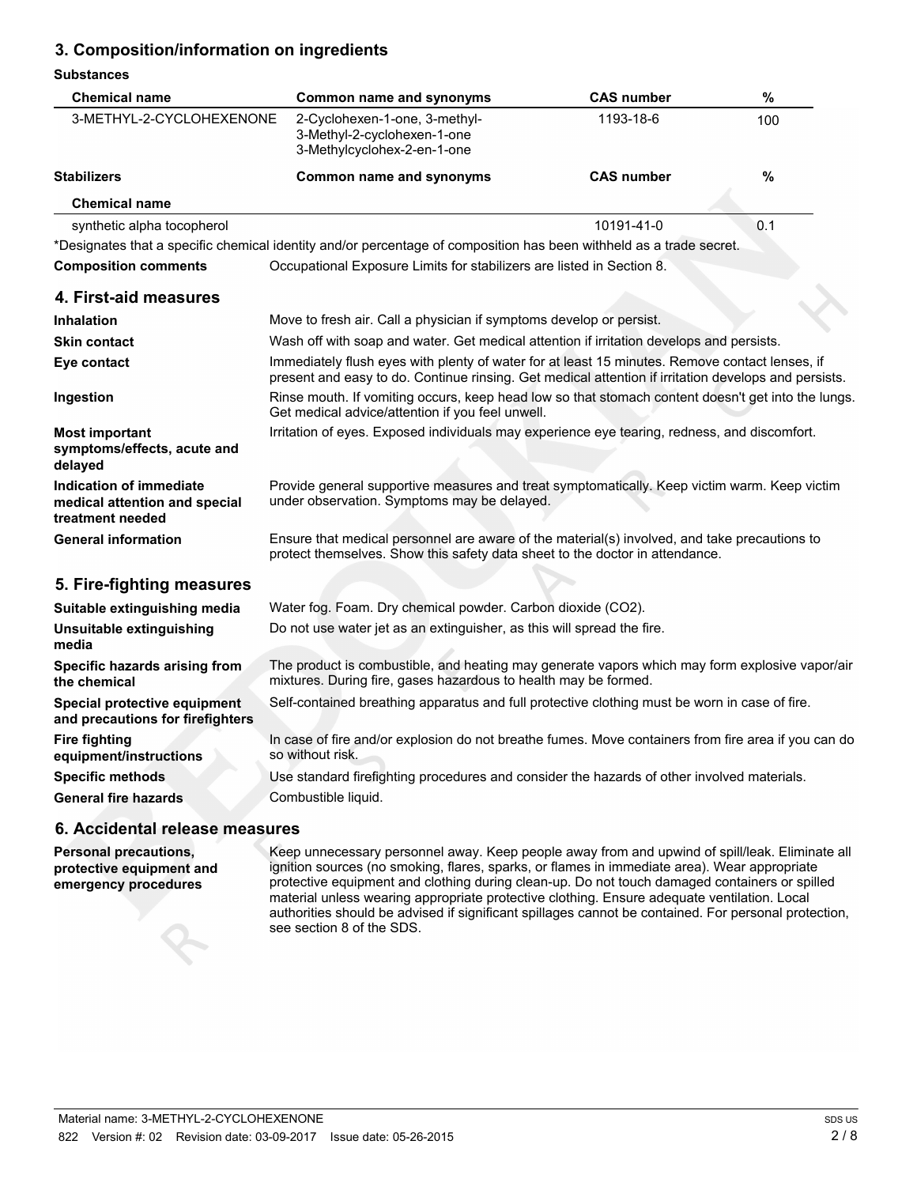## 3. Composition/information on ingredients

**Substances**

| Chemical name | Common name and synonyms | CAS number | % |
|---|---|---|---|
| 3-METHYL-2-CYCLOHEXENONE | 2-Cyclohexen-1-one, 3-methyl-<br>3-Methyl-2-cyclohexen-1-one<br>3-Methylcyclohex-2-en-1-one | 1193-18-6 | 100 |

| Stabilizers<br>Chemical name | Common name and synonyms | CAS number | % |
|---|---|---|---|
| synthetic alpha tocopherol | | 10191-41-0 | 0.1 |

*Designates that a specific chemical identity and/or percentage of composition has been withheld as a trade secret.

**Composition comments** Occupational Exposure Limits for stabilizers are listed in Section 8.

## 4. First-aid measures

**Inhalation** Move to fresh air. Call a physician if symptoms develop or persist.

**Skin contact** Wash off with soap and water. Get medical attention if irritation develops and persists.

**Eye contact** Immediately flush eyes with plenty of water for at least 15 minutes. Remove contact lenses, if present and easy to do. Continue rinsing. Get medical attention if irritation develops and persists.

**Ingestion** Rinse mouth. If vomiting occurs, keep head low so that stomach content doesn't get into the lungs. Get medical advice/attention if you feel unwell.

**Most important symptoms/effects, acute and delayed** Irritation of eyes. Exposed individuals may experience eye tearing, redness, and discomfort.

**Indication of immediate medical attention and special treatment needed** Provide general supportive measures and treat symptomatically. Keep victim warm. Keep victim under observation. Symptoms may be delayed.

**General information** Ensure that medical personnel are aware of the material(s) involved, and take precautions to protect themselves. Show this safety data sheet to the doctor in attendance.

## 5. Fire-fighting measures

**Suitable extinguishing media** Water fog. Foam. Dry chemical powder. Carbon dioxide ($CO_2$).

**Unsuitable extinguishing media** Do not use water jet as an extinguisher, as this will spread the fire.

**Specific hazards arising from the chemical** The product is combustible, and heating may generate vapors which may form explosive vapor/air mixtures. During fire, gases hazardous to health may be formed.

**Special protective equipment and precautions for firefighters** Self-contained breathing apparatus and full protective clothing must be worn in case of fire.

**Fire fighting equipment/instructions** In case of fire and/or explosion do not breathe fumes. Move containers from fire area if you can do so without risk.

**Specific methods** Use standard firefighting procedures and consider the hazards of other involved materials.

**General fire hazards** Combustible liquid.

## 6. Accidental release measures

**Personal precautions, protective equipment and emergency procedures** Keep unnecessary personnel away. Keep people away from and upwind of spill/leak. Eliminate all ignition sources (no smoking, flares, sparks, or flames in immediate area). Wear appropriate protective equipment and clothing during clean-up. Do not touch damaged containers or spilled material unless wearing appropriate protective clothing. Ensure adequate ventilation. Local authorities should be advised if significant spillages cannot be contained. For personal protection, see section 8 of the SDS.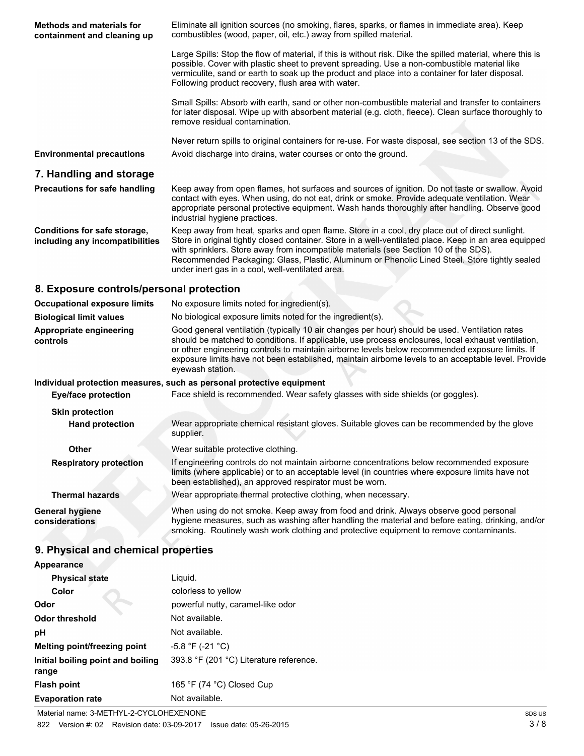| | |
|---|---|
| **Methods and materials for containment and cleaning up** | Eliminate all ignition sources (no smoking, flares, sparks, or flames in immediate area). Keep combustibles (wood, paper, oil, etc.) away from spilled material.<br><br>Large Spills: Stop the flow of material, if this is without risk. Dike the spilled material, where this is possible. Cover with plastic sheet to prevent spreading. Use a non-combustible material like vermiculite, sand or earth to soak up the product and place into a container for later disposal. Following product recovery, flush area with water.<br><br>Small Spills: Absorb with earth, sand or other non-combustible material and transfer to containers for later disposal. Wipe up with absorbent material (e.g. cloth, fleece). Clean surface thoroughly to remove residual contamination.<br><br>Never return spills to original containers for re-use. For waste disposal, see section 13 of the SDS. |
| **Environmental precautions** | Avoid discharge into drains, water courses or onto the ground. |

## 7. Handling and storage

| | |
|---|---|
| **Precautions for safe handling** | Keep away from open flames, hot surfaces and sources of ignition. Do not taste or swallow. Avoid contact with eyes. When using, do not eat, drink or smoke. Provide adequate ventilation. Wear appropriate personal protective equipment. Wash hands thoroughly after handling. Observe good industrial hygiene practices. |
| **Conditions for safe storage, including any incompatibilities** | Keep away from heat, sparks and open flame. Store in a cool, dry place out of direct sunlight. Store in original tightly closed container. Store in a well-ventilated place. Keep in an area equipped with sprinklers. Store away from incompatible materials (see Section 10 of the SDS). Recommended Packaging: Glass, Plastic, Aluminum or Phenolic Lined Steel. Store tightly sealed under inert gas in a cool, well-ventilated area. |

## 8. Exposure controls/personal protection

| | |
|---|---|
| **Occupational exposure limits** | No exposure limits noted for ingredient(s). |
| **Biological limit values** | No biological exposure limits noted for the ingredient(s). |
| **Appropriate engineering controls** | Good general ventilation (typically 10 air changes per hour) should be used. Ventilation rates should be matched to conditions. If applicable, use process enclosures, local exhaust ventilation, or other engineering controls to maintain airborne levels below recommended exposure limits. If exposure limits have not been established, maintain airborne levels to an acceptable level. Provide eyewash station. |

**Individual protection measures, such as personal protective equipment**

| | |
|---|---|
| **Eye/face protection** | Face shield is recommended. Wear safety glasses with side shields (or goggles). |
| **Skin protection** | |
| **Hand protection** | Wear appropriate chemical resistant gloves. Suitable gloves can be recommended by the glove supplier. |
| **Other** | Wear suitable protective clothing. |
| **Respiratory protection** | If engineering controls do not maintain airborne concentrations below recommended exposure limits (where applicable) or to an acceptable level (in countries where exposure limits have not been established), an approved respirator must be worn. |
| **Thermal hazards** | Wear appropriate thermal protective clothing, when necessary. |
| **General hygiene considerations** | When using do not smoke. Keep away from food and drink. Always observe good personal hygiene measures, such as washing after handling the material and before eating, drinking, and/or smoking. Routinely wash work clothing and protective equipment to remove contaminants. |

## 9. Physical and chemical properties

| | |
|---|---|
| **Appearance** | |
| **Physical state** | Liquid. |
| **Color** | colorless to yellow |
| **Odor** | powerful nutty, caramel-like odor |
| **Odor threshold** | Not available. |
| **pH** | Not available. |
| **Melting point/freezing point** | -5.8 °F (-21 °C) |
| **Initial boiling point and boiling range** | 393.8 °F (201 °C) Literature reference. |
| **Flash point** | 165 °F (74 °C) Closed Cup |
| **Evaporation rate** | Not available. |

Material name: 3-METHYL-2-CYCLOHEXENONE

822 Version #: 02 Revision date: 03-09-2017 Issue date: 05-26-2015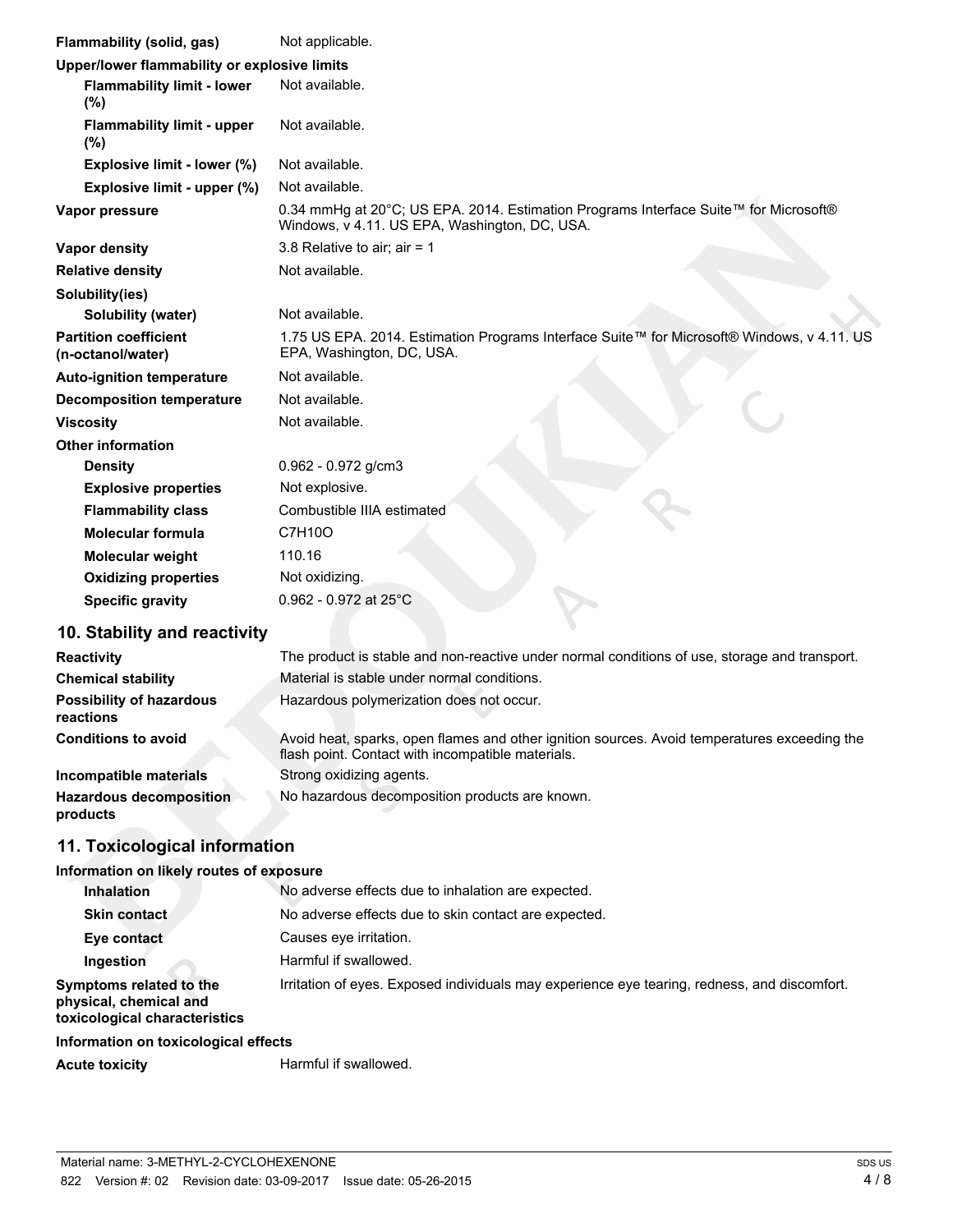| | |
|---|---|
| **Flammability (solid, gas)** | Not applicable. |
| **Upper/lower flammability or explosive limits** | |
| **Flammability limit - lower (%)** | Not available. |
| **Flammability limit - upper (%)** | Not available. |
| **Explosive limit - lower (%)** | Not available. |
| **Explosive limit - upper (%)** | Not available. |
| **Vapor pressure** | 0.34 mmHg at 20°C; US EPA. 2014. Estimation Programs Interface Suite™ for Microsoft® Windows, v 4.11. US EPA, Washington, DC, USA. |
| **Vapor density** | 3.8 Relative to air; air = 1 |
| **Relative density** | Not available. |
| **Solubility(ies)** | |
| **Solubility (water)** | Not available. |
| **Partition coefficient (n-octanol/water)** | 1.75 US EPA. 2014. Estimation Programs Interface Suite™ for Microsoft® Windows, v 4.11. US EPA, Washington, DC, USA. |
| **Auto-ignition temperature** | Not available. |
| **Decomposition temperature** | Not available. |
| **Viscosity** | Not available. |
| **Other information** | |
| **Density** | 0.962 - 0.972 g/cm3 |
| **Explosive properties** | Not explosive. |
| **Flammability class** | Combustible IIIA estimated |
| **Molecular formula** | $C_7H_{10}O$ |
| **Molecular weight** | 110.16 |
| **Oxidizing properties** | Not oxidizing. |
| **Specific gravity** | 0.962 - 0.972 at 25°C |

## 10. Stability and reactivity

| | |
|---|---|
| **Reactivity** | The product is stable and non-reactive under normal conditions of use, storage and transport. |
| **Chemical stability** | Material is stable under normal conditions. |
| **Possibility of hazardous reactions** | Hazardous polymerization does not occur. |
| **Conditions to avoid** | Avoid heat, sparks, open flames and other ignition sources. Avoid temperatures exceeding the flash point. Contact with incompatible materials. |
| **Incompatible materials** | Strong oxidizing agents. |
| **Hazardous decomposition products** | No hazardous decomposition products are known. |

## 11. Toxicological information

| | |
|---|---|
| **Information on likely routes of exposure** | |
| **Inhalation** | No adverse effects due to inhalation are expected. |
| **Skin contact** | No adverse effects due to skin contact are expected. |
| **Eye contact** | Causes eye irritation. |
| **Ingestion** | Harmful if swallowed. |
| **Symptoms related to the physical, chemical and toxicological characteristics** | Irritation of eyes. Exposed individuals may experience eye tearing, redness, and discomfort. |
| **Information on toxicological effects** | |
| **Acute toxicity** | Harmful if swallowed. |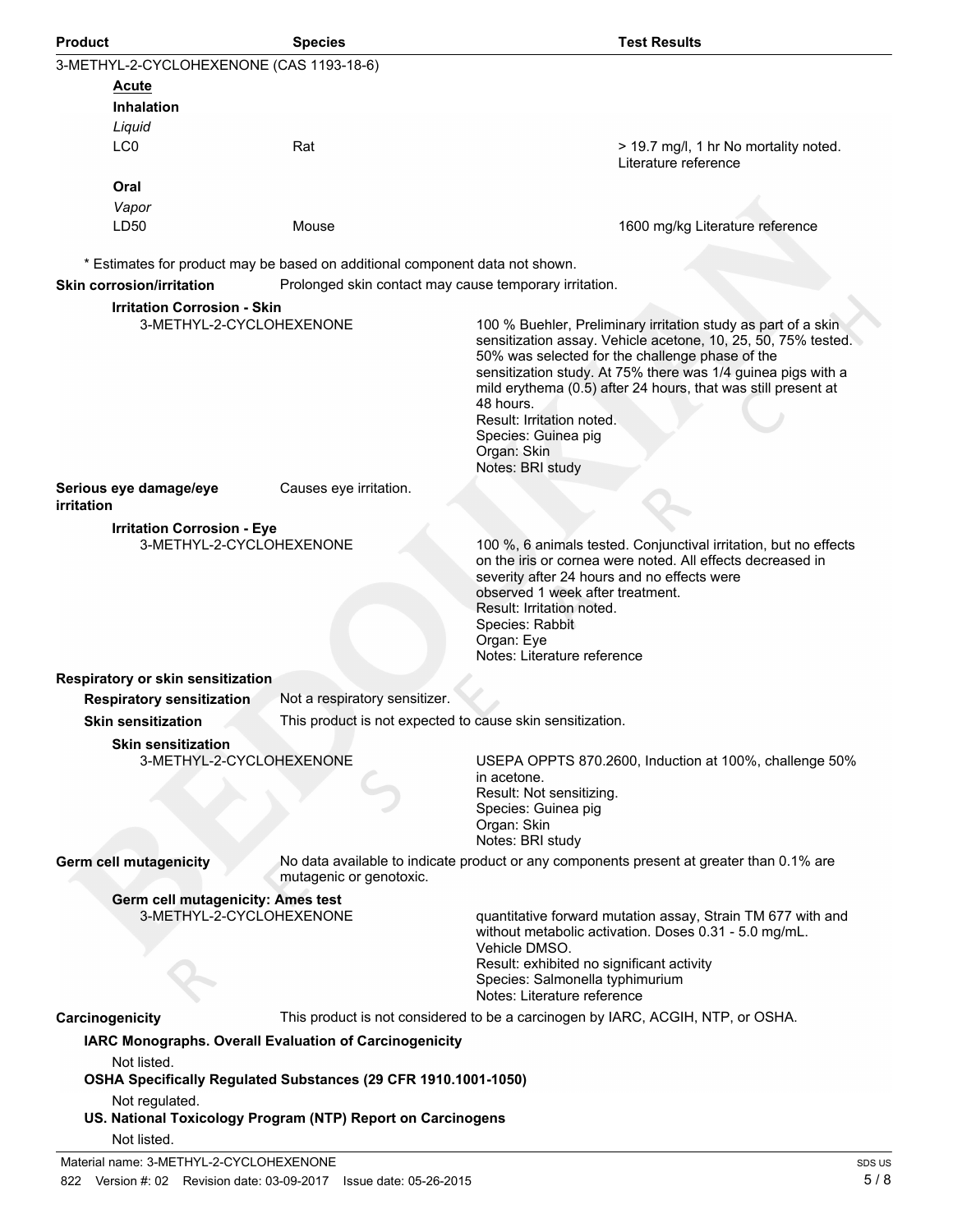| Product | Species | Test Results |
| --- | --- | --- |
| 3-METHYL-2-CYCLOHEXENONE (CAS 1193-18-6) | | |
| **Acute** | | |
| **Inhalation** | | |
| *Liquid* | | |
| LC0 | Rat | > 19.7 mg/l, 1 hr No mortality noted. Literature reference |
| **Oral** | | |
| *Vapor* | | |
| LD50 | Mouse | 1600 mg/kg Literature reference |

* Estimates for product may be based on additional component data not shown.

**Skin corrosion/irritation** Prolonged skin contact may cause temporary irritation.

**Irritation Corrosion - Skin**

3-METHYL-2-CYCLOHEXENONE

100 % Buehler, Preliminary irritation study as part of a skin sensitization assay. Vehicle acetone, 10, 25, 50, 75% tested. 50% was selected for the challenge phase of the sensitization study. At 75% there was 1/4 guinea pigs with a mild erythema (0.5) after 24 hours, that was still present at 48 hours.
Result: Irritation noted.
Species: Guinea pig
Organ: Skin
Notes: BRI study

**Serious eye damage/eye irritation** Causes eye irritation.

**Irritation Corrosion - Eye**

3-METHYL-2-CYCLOHEXENONE

100 %, 6 animals tested. Conjunctival irritation, but no effects on the iris or cornea were noted. All effects decreased in severity after 24 hours and no effects were observed 1 week after treatment.
Result: Irritation noted.
Species: Rabbit
Organ: Eye
Notes: Literature reference

**Respiratory or skin sensitization**

**Respiratory sensitization** Not a respiratory sensitizer.

**Skin sensitization** This product is not expected to cause skin sensitization.

**Skin sensitization**

3-METHYL-2-CYCLOHEXENONE

USEPA OPPTS 870.2600, Induction at 100%, challenge 50% in acetone.
Result: Not sensitizing.
Species: Guinea pig
Organ: Skin
Notes: BRI study

**Germ cell mutagenicity** No data available to indicate product or any components present at greater than 0.1% are mutagenic or genotoxic.

**Germ cell mutagenicity: Ames test**

3-METHYL-2-CYCLOHEXENONE

quantitative forward mutation assay, Strain TM 677 with and without metabolic activation. Doses 0.31 - 5.0 mg/mL. Vehicle DMSO.
Result: exhibited no significant activity
Species: Salmonella typhimurium
Notes: Literature reference

**Carcinogenicity** This product is not considered to be a carcinogen by IARC, ACGIH, NTP, or OSHA.

**IARC Monographs. Overall Evaluation of Carcinogenicity**

Not listed.

**OSHA Specifically Regulated Substances (29 CFR 1910.1001-1050)**

Not regulated.

**US. National Toxicology Program (NTP) Report on Carcinogens**

Not listed.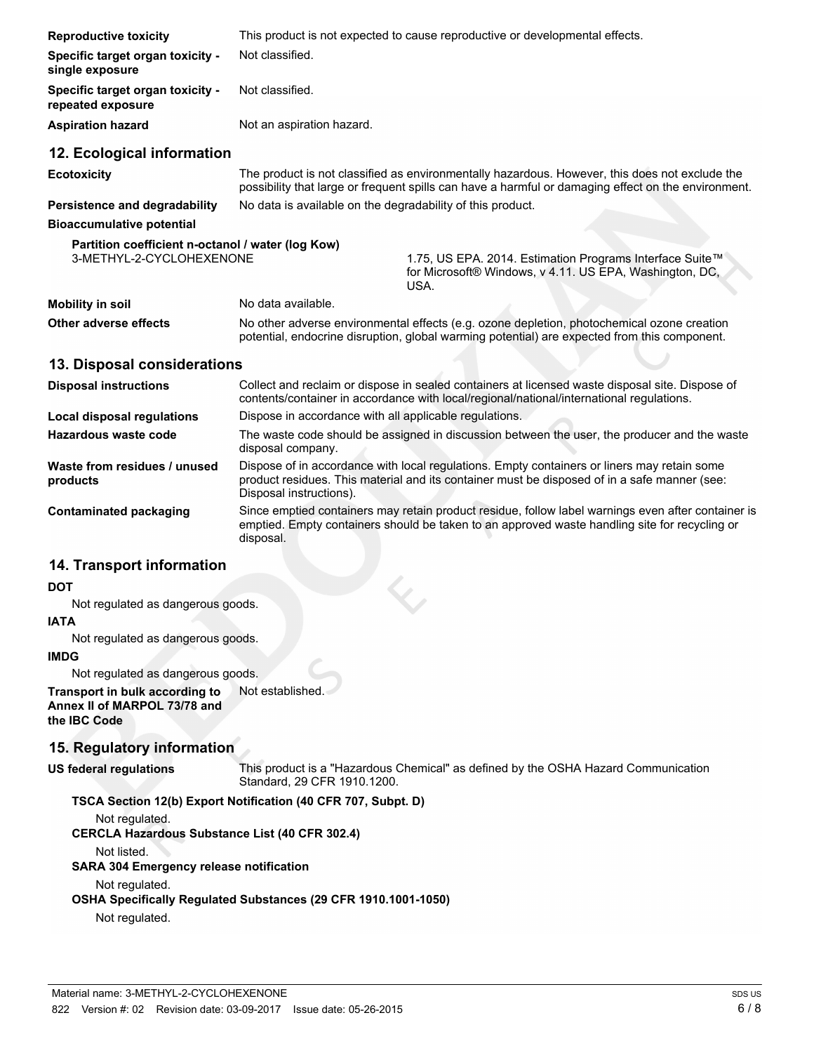**Reproductive toxicity** This product is not expected to cause reproductive or developmental effects.

**Specific target organ toxicity - single exposure** Not classified.

**Specific target organ toxicity - repeated exposure** Not classified.

**Aspiration hazard** Not an aspiration hazard.

## 12. Ecological information

**Ecotoxicity** The product is not classified as environmentally hazardous. However, this does not exclude the possibility that large or frequent spills can have a harmful or damaging effect on the environment.

**Persistence and degradability** No data is available on the degradability of this product.

**Bioaccumulative potential**

**Partition coefficient n-octanol / water (log Kow)**

3-METHYL-2-CYCLOHEXENONE 1.75, US EPA. 2014. Estimation Programs Interface Suite™ for Microsoft® Windows, v 4.11. US EPA, Washington, DC, USA.

**Mobility in soil** No data available.

**Other adverse effects** No other adverse environmental effects (e.g. ozone depletion, photochemical ozone creation potential, endocrine disruption, global warming potential) are expected from this component.

## 13. Disposal considerations

**Disposal instructions** Collect and reclaim or dispose in sealed containers at licensed waste disposal site. Dispose of contents/container in accordance with local/regional/national/international regulations.

**Local disposal regulations** Dispose in accordance with all applicable regulations.

**Hazardous waste code** The waste code should be assigned in discussion between the user, the producer and the waste disposal company.

**Waste from residues / unused products** Dispose of in accordance with local regulations. Empty containers or liners may retain some product residues. This material and its container must be disposed of in a safe manner (see: Disposal instructions).

**Contaminated packaging** Since emptied containers may retain product residue, follow label warnings even after container is emptied. Empty containers should be taken to an approved waste handling site for recycling or disposal.

## 14. Transport information

**DOT**

Not regulated as dangerous goods.

**IATA**

Not regulated as dangerous goods.

**IMDG**

Not regulated as dangerous goods.

**Transport in bulk according to Annex II of MARPOL 73/78 and the IBC Code** Not established.

## 15. Regulatory information

**US federal regulations** This product is a "Hazardous Chemical" as defined by the OSHA Hazard Communication Standard, 29 CFR 1910.1200.

**TSCA Section 12(b) Export Notification (40 CFR 707, Subpt. D)**

Not regulated.

**CERCLA Hazardous Substance List (40 CFR 302.4)**

Not listed.

**SARA 304 Emergency release notification**

Not regulated.

**OSHA Specifically Regulated Substances (29 CFR 1910.1001-1050)**

Not regulated.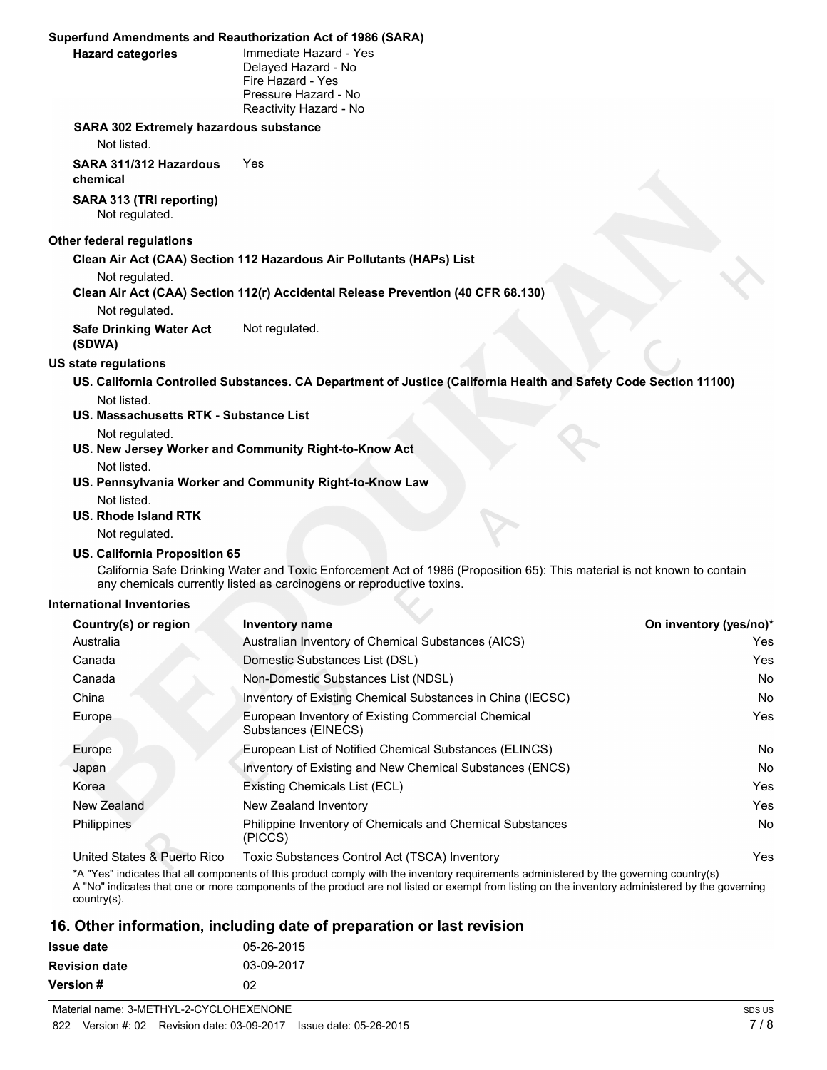**Superfund Amendments and Reauthorization Act of 1986 (SARA)**

**Hazard categories**
Immediate Hazard - Yes
Delayed Hazard - No
Fire Hazard - Yes
Pressure Hazard - No
Reactivity Hazard - No

**SARA 302 Extremely hazardous substance**

Not listed.

**SARA 311/312 Hazardous chemical** Yes

**SARA 313 (TRI reporting)**

Not regulated.

**Other federal regulations**

**Clean Air Act (CAA) Section 112 Hazardous Air Pollutants (HAPs) List**

Not regulated.

**Clean Air Act (CAA) Section 112(r) Accidental Release Prevention (40 CFR 68.130)**

Not regulated.

**Safe Drinking Water Act (SDWA)** Not regulated.

**US state regulations**

**US. California Controlled Substances. CA Department of Justice (California Health and Safety Code Section 11100)**

Not listed.

**US. Massachusetts RTK - Substance List**

Not regulated.

**US. New Jersey Worker and Community Right-to-Know Act**

Not listed.

**US. Pennsylvania Worker and Community Right-to-Know Law**

Not listed.

**US. Rhode Island RTK**

Not regulated.

**US. California Proposition 65**

California Safe Drinking Water and Toxic Enforcement Act of 1986 (Proposition 65): This material is not known to contain any chemicals currently listed as carcinogens or reproductive toxins.

**International Inventories**

| Country(s) or region | Inventory name | On inventory (yes/no)* |
|---|---|---|
| Australia | Australian Inventory of Chemical Substances (AICS) | Yes |
| Canada | Domestic Substances List (DSL) | Yes |
| Canada | Non-Domestic Substances List (NDSL) | No |
| China | Inventory of Existing Chemical Substances in China (IECSC) | No |
| Europe | European Inventory of Existing Commercial Chemical Substances (EINECS) | Yes |
| Europe | European List of Notified Chemical Substances (ELINCS) | No |
| Japan | Inventory of Existing and New Chemical Substances (ENCS) | No |
| Korea | Existing Chemicals List (ECL) | Yes |
| New Zealand | New Zealand Inventory | Yes |
| Philippines | Philippine Inventory of Chemicals and Chemical Substances (PICCS) | No |
| United States & Puerto Rico | Toxic Substances Control Act (TSCA) Inventory | Yes |

*A "Yes" indicates that all components of this product comply with the inventory requirements administered by the governing country(s)
A "No" indicates that one or more components of the product are not listed or exempt from listing on the inventory administered by the governing country(s).

## 16. Other information, including date of preparation or last revision

| | |
|---|---|
| **Issue date** | 05-26-2015 |
| **Revision date** | 03-09-2017 |
| **Version #** | 02 |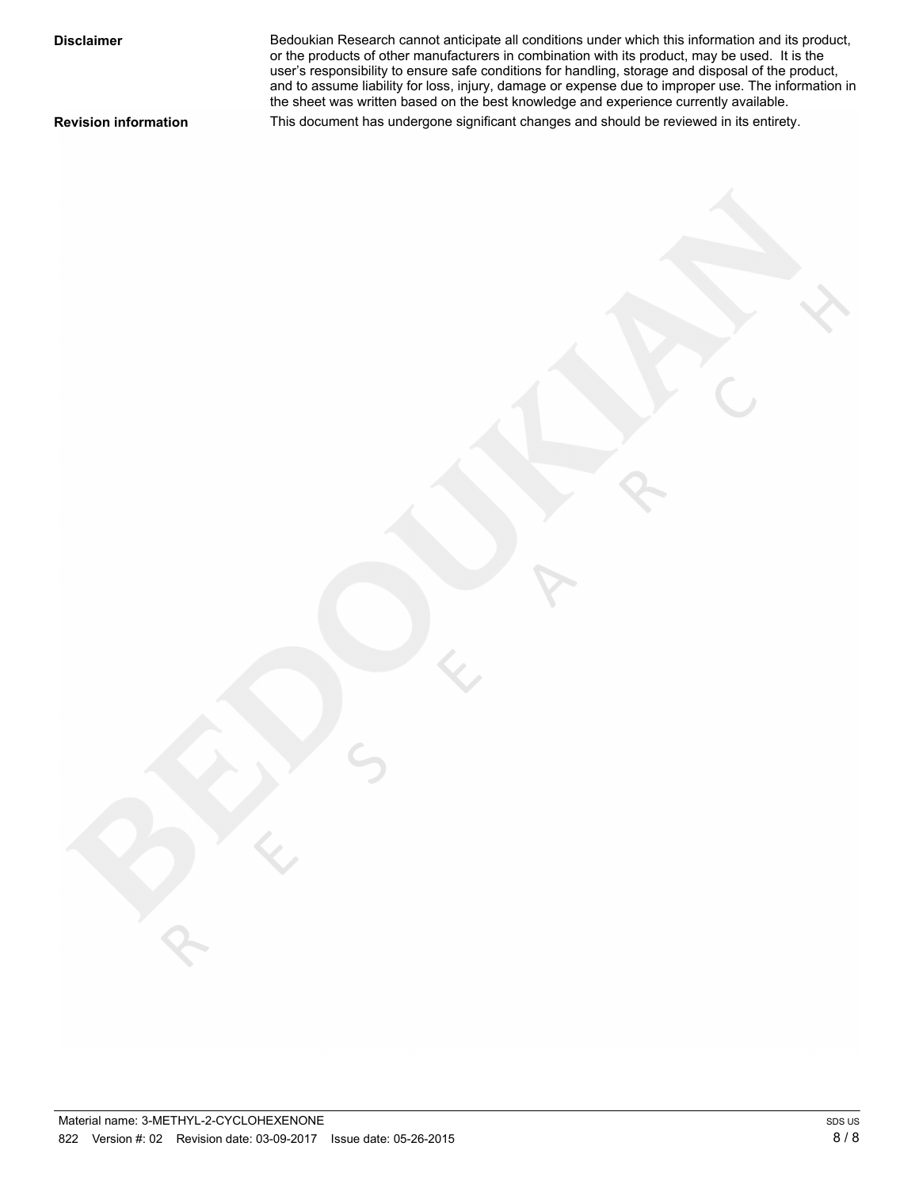**Disclaimer**

Bedoukian Research cannot anticipate all conditions under which this information and its product, or the products of other manufacturers in combination with its product, may be used. It is the user's responsibility to ensure safe conditions for handling, storage and disposal of the product, and to assume liability for loss, injury, damage or expense due to improper use. The information in the sheet was written based on the best knowledge and experience currently available.

**Revision information**

This document has undergone significant changes and should be reviewed in its entirety.